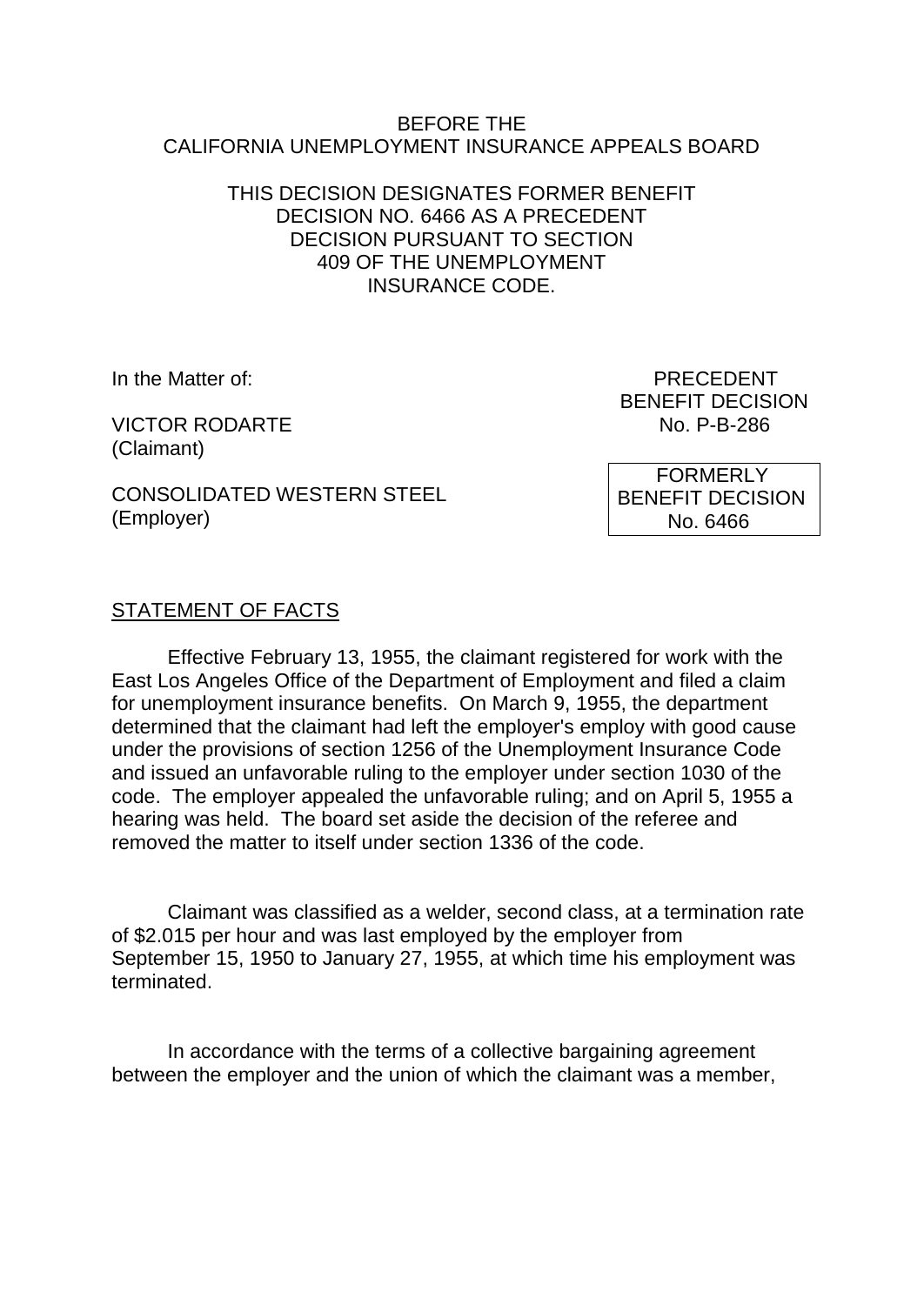BEFORE THE
CALIFORNIA UNEMPLOYMENT INSURANCE APPEALS BOARD

THIS DECISION DESIGNATES FORMER BENEFIT DECISION NO. 6466 AS A PRECEDENT DECISION PURSUANT TO SECTION 409 OF THE UNEMPLOYMENT INSURANCE CODE.

In the Matter of:

VICTOR RODARTE
(Claimant)

CONSOLIDATED WESTERN STEEL
(Employer)

PRECEDENT
BENEFIT DECISION
No. P-B-286

FORMERLY
BENEFIT DECISION
No. 6466

STATEMENT OF FACTS

Effective February 13, 1955, the claimant registered for work with the East Los Angeles Office of the Department of Employment and filed a claim for unemployment insurance benefits. On March 9, 1955, the department determined that the claimant had left the employer's employ with good cause under the provisions of section 1256 of the Unemployment Insurance Code and issued an unfavorable ruling to the employer under section 1030 of the code. The employer appealed the unfavorable ruling; and on April 5, 1955 a hearing was held. The board set aside the decision of the referee and removed the matter to itself under section 1336 of the code.

Claimant was classified as a welder, second class, at a termination rate of $2.015 per hour and was last employed by the employer from September 15, 1950 to January 27, 1955, at which time his employment was terminated.

In accordance with the terms of a collective bargaining agreement between the employer and the union of which the claimant was a member,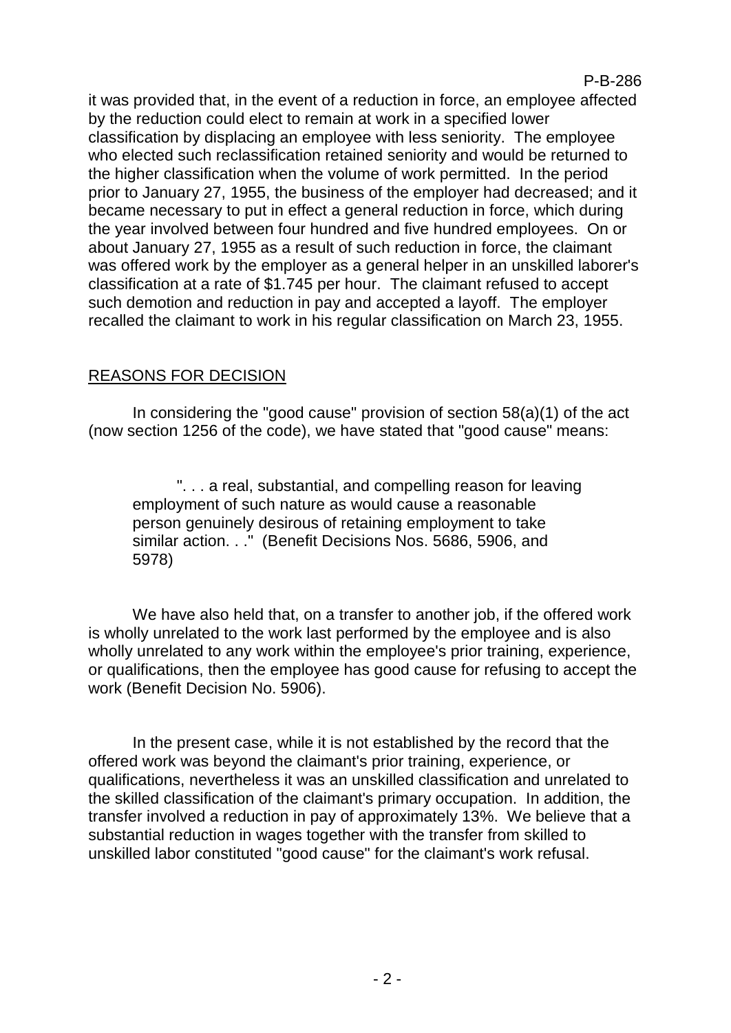it was provided that, in the event of a reduction in force, an employee affected by the reduction could elect to remain at work in a specified lower classification by displacing an employee with less seniority. The employee who elected such reclassification retained seniority and would be returned to the higher classification when the volume of work permitted. In the period prior to January 27, 1955, the business of the employer had decreased; and it became necessary to put in effect a general reduction in force, which during the year involved between four hundred and five hundred employees. On or about January 27, 1955 as a result of such reduction in force, the claimant was offered work by the employer as a general helper in an unskilled laborer's classification at a rate of $1.745 per hour. The claimant refused to accept such demotion and reduction in pay and accepted a layoff. The employer recalled the claimant to work in his regular classification on March 23, 1955.

## REASONS FOR DECISION

In considering the "good cause" provision of section 58(a)(1) of the act (now section 1256 of the code), we have stated that "good cause" means:

> ". . . a real, substantial, and compelling reason for leaving employment of such nature as would cause a reasonable person genuinely desirous of retaining employment to take similar action. . ." (Benefit Decisions Nos. 5686, 5906, and 5978)

We have also held that, on a transfer to another job, if the offered work is wholly unrelated to the work last performed by the employee and is also wholly unrelated to any work within the employee's prior training, experience, or qualifications, then the employee has good cause for refusing to accept the work (Benefit Decision No. 5906).

In the present case, while it is not established by the record that the offered work was beyond the claimant's prior training, experience, or qualifications, nevertheless it was an unskilled classification and unrelated to the skilled classification of the claimant's primary occupation. In addition, the transfer involved a reduction in pay of approximately 13%. We believe that a substantial reduction in wages together with the transfer from skilled to unskilled labor constituted "good cause" for the claimant's work refusal.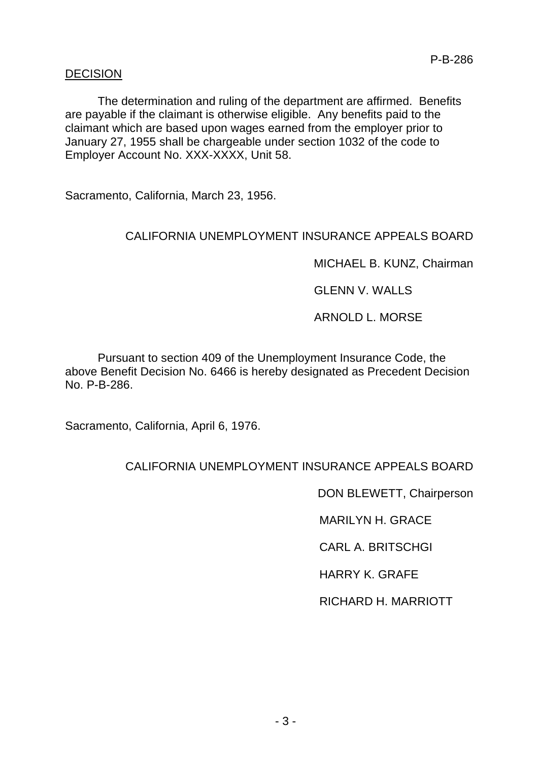## DECISION

The determination and ruling of the department are affirmed. Benefits are payable if the claimant is otherwise eligible. Any benefits paid to the claimant which are based upon wages earned from the employer prior to January 27, 1955 shall be chargeable under section 1032 of the code to Employer Account No. XXX-XXXX, Unit 58.

Sacramento, California, March 23, 1956.

CALIFORNIA UNEMPLOYMENT INSURANCE APPEALS BOARD

MICHAEL B. KUNZ, Chairman

GLENN V. WALLS

ARNOLD L. MORSE

Pursuant to section 409 of the Unemployment Insurance Code, the above Benefit Decision No. 6466 is hereby designated as Precedent Decision No. P-B-286.

Sacramento, California, April 6, 1976.

CALIFORNIA UNEMPLOYMENT INSURANCE APPEALS BOARD

DON BLEWETT, Chairperson

MARILYN H. GRACE

CARL A. BRITSCHGI

HARRY K. GRAFE

RICHARD H. MARRIOTT